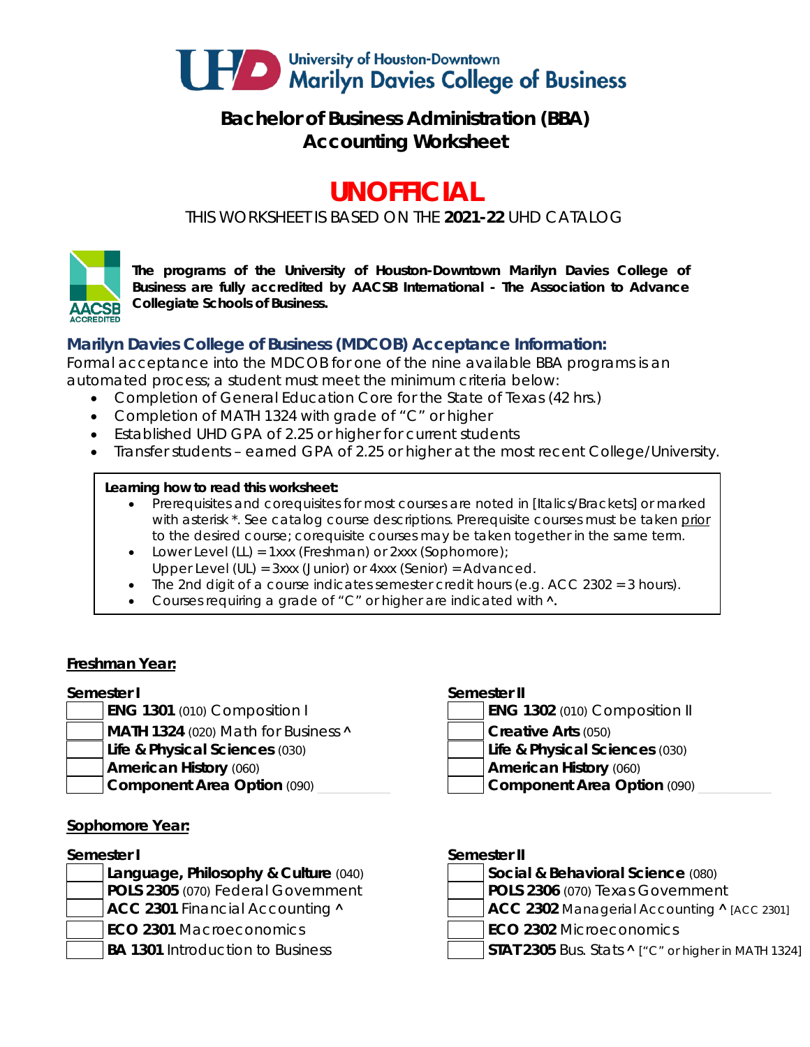University of Houston-Downtown
Marilyn Davies College of Business

# Bachelor of Business Administration (BBA)
# Accounting Worksheet

## UNOFFICIAL

THIS WORKSHEET IS BASED ON THE **2021-22** UHD CATALOG

**The programs of the University of Houston-Downtown Marilyn Davies College of Business are fully accredited by AACSB International - The Association to Advance Collegiate Schools of Business.**

### Marilyn Davies College of Business (MDCOB) Acceptance Information:

Formal acceptance into the MDCOB for one of the nine available BBA programs is an automated process; a student must meet the minimum criteria below:

- Completion of General Education Core for the State of Texas (42 hrs.)
- Completion of MATH 1324 with grade of "C" or higher
- Established UHD GPA of 2.25 or higher for current students
- Transfer students – earned GPA of 2.25 or higher at the most recent College/University.

**Learning how to read this worksheet:**

- Prerequisites and corequisites for most courses are noted in [Italics/Brackets] or marked with asterisk *. See catalog course descriptions. Prerequisite courses must be taken prior to the desired course; corequisite courses may be taken together in the same term.
- Lower Level (LL) = 1xxx (Freshman) or 2xxx (Sophomore); Upper Level (UL) = 3xxx (Junior) or 4xxx (Senior) = Advanced.
- The 2nd digit of a course indicates semester credit hours (e.g. ACC 2302 = 3 hours).
- Courses requiring a grade of "C" or higher are indicated with ^.

## Freshman Year:

**Semester I**

- [ ] **ENG 1301** (010) Composition I
- [ ] **MATH 1324** (020) Math for Business ^
- [ ] **Life & Physical Sciences** (030)
- [ ] **American History** (060)
- [ ] **Component Area Option** (090) ________

**Semester II**

- [ ] **ENG 1302** (010) Composition II
- [ ] **Creative Arts** (050)
- [ ] **Life & Physical Sciences** (030)
- [ ] **American History** (060)
- [ ] **Component Area Option** (090) ________

## Sophomore Year:

**Semester I**

- [ ] **Language, Philosophy & Culture** (040)
- [ ] **POLS 2305** (070) Federal Government
- [ ] **ACC 2301** Financial Accounting ^
- [ ] **ECO 2301** Macroeconomics
- [ ] **BA 1301** Introduction to Business

**Semester II**

- [ ] **Social & Behavioral Science** (080)
- [ ] **POLS 2306** (070) Texas Government
- [ ] **ACC 2302** Managerial Accounting ^ [ACC 2301]
- [ ] **ECO 2302** Microeconomics
- [ ] **STAT 2305** Bus. Stats ^ ["C" or higher in MATH 1324]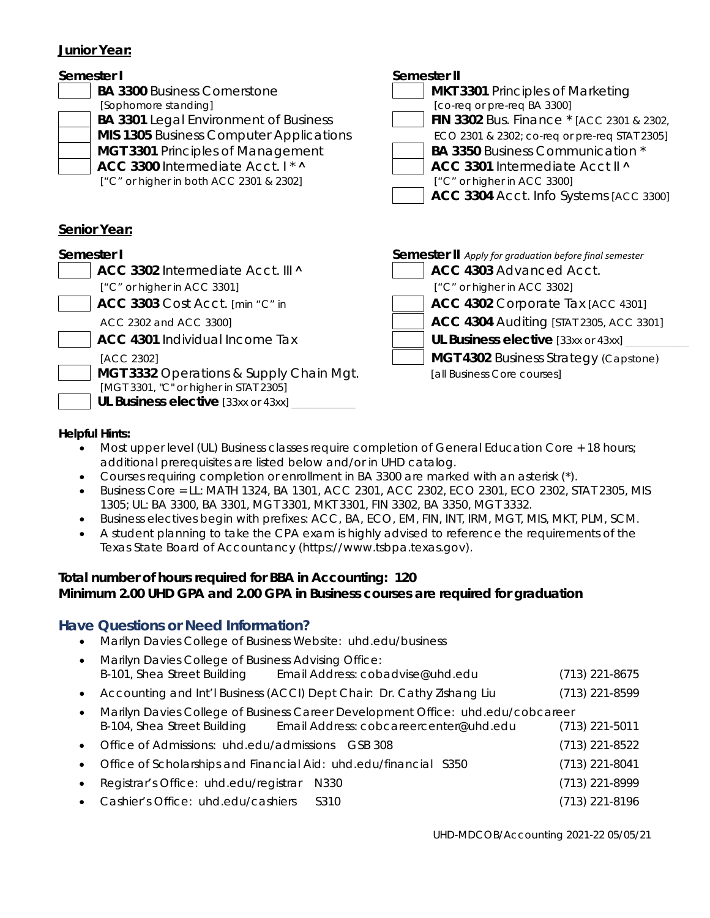## Junior Year:

**Semester I**

- [ ] **BA 3300** Business Cornerstone [Sophomore standing]
- [ ] **BA 3301** Legal Environment of Business
- [ ] **MIS 1305** Business Computer Applications
- [ ] **MGT 3301** Principles of Management
- [ ] **ACC 3300** Intermediate Acct. I * ^ ["C" or higher in both ACC 2301 & 2302]

**Semester II**

- [ ] **MKT 3301** Principles of Marketing [co-req or pre-req BA 3300]
- [ ] **FIN 3302** Bus. Finance * [ACC 2301 & 2302, ECO 2301 & 2302; co-req or pre-req STAT 2305]
- [ ] **BA 3350** Business Communication *
- [ ] **ACC 3301** Intermediate Acct II ^ ["C" or higher in ACC 3300]
- [ ] **ACC 3304** Acct. Info Systems [ACC 3300]

## Senior Year:

**Semester I**

- [ ] **ACC 3302** Intermediate Acct. III ^ ["C" or higher in ACC 3301]
- [ ] **ACC 3303** Cost Acct. [min "C" in ACC 2302 and ACC 3300]
- [ ] **ACC 4301** Individual Income Tax [ACC 2302]
- [ ] **MGT 3332** Operations & Supply Chain Mgt. [MGT 3301, "C" or higher in STAT 2305]
- [ ] **UL Business elective** [33xx or 43xx] ____________

**Semester II** *Apply for graduation before final semester*

- [ ] **ACC 4303** Advanced Acct. ["C" or higher in ACC 3302]
- [ ] **ACC 4302** Corporate Tax [ACC 4301]
- [ ] **ACC 4304** Auditing [STAT 2305, ACC 3301]
- [ ] **UL Business elective** [33xx or 43xx] ____________
- [ ] **MGT 4302** Business Strategy (Capstone) [all Business Core courses]

**Helpful Hints:**

- Most upper level (UL) Business classes require completion of General Education Core + 18 hours; additional prerequisites are listed below and/or in UHD catalog.
- Courses requiring completion or enrollment in BA 3300 are marked with an asterisk (*).
- Business Core = LL: MATH 1324, BA 1301, ACC 2301, ACC 2302, ECO 2301, ECO 2302, STAT 2305, MIS 1305; UL: BA 3300, BA 3301, MGT 3301, MKT 3301, FIN 3302, BA 3350, MGT 3332.
- Business electives begin with prefixes: ACC, BA, ECO, EM, FIN, INT, IRM, MGT, MIS, MKT, PLM, SCM.
- A student planning to take the CPA exam is highly advised to reference the requirements of the Texas State Board of Accountancy (https://www.tsbpa.texas.gov).

**Total number of hours required for BBA in Accounting: 120**
**Minimum 2.00 UHD GPA and 2.00 GPA in Business courses are required for graduation**

## Have Questions or Need Information?

- Marilyn Davies College of Business Website: uhd.edu/business
- Marilyn Davies College of Business Advising Office:
  B-101, Shea Street Building Email Address: cobadvise@uhd.edu (713) 221-8675
- Accounting and Int'l Business (ACCI) Dept Chair: Dr. Cathy Zishang Liu (713) 221-8599
- Marilyn Davies College of Business Career Development Office: uhd.edu/cobcareer
  B-104, Shea Street Building Email Address: cobcareercenter@uhd.edu (713) 221-5011
- Office of Admissions: uhd.edu/admissions GSB 308 (713) 221-8522
- Office of Scholarships and Financial Aid: uhd.edu/financial S350 (713) 221-8041
- Registrar's Office: uhd.edu/registrar N330 (713) 221-8999
- Cashier's Office: uhd.edu/cashiers S310 (713) 221-8196

UHD-MDCOB/Accounting 2021-22 05/05/21